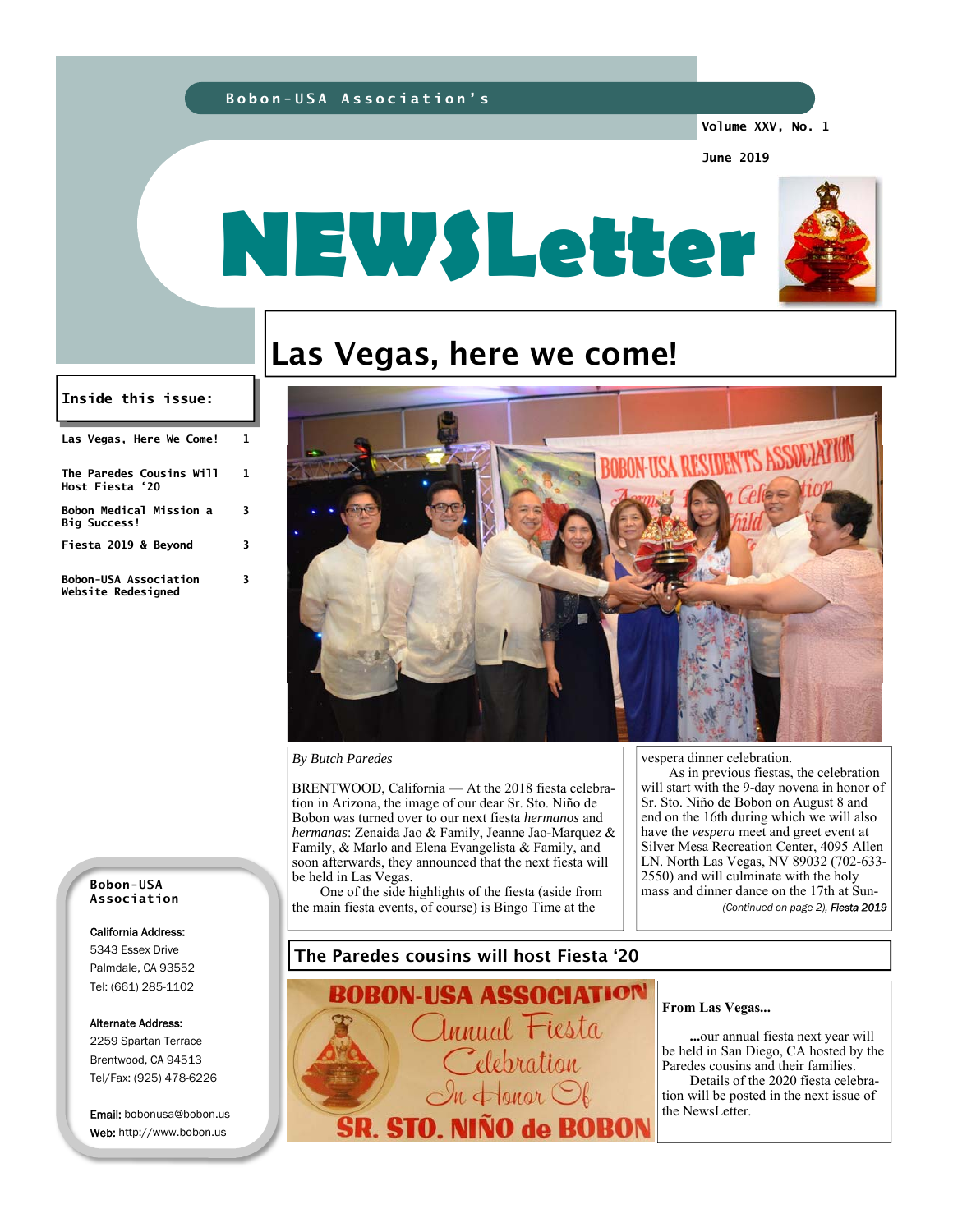Bobon-USA Association's

Volume XXV, No. 1

June 2019

# NEWSLetter

## Las Vegas, here we come!

*By Butch Paredes*

BRENTWOOD, California — At the 2018 fiesta celebration in Arizona, the image of our dear Sr. Sto. Niño de Bobon was turned over to our next fiesta *hermanos* and *hermanas*: Zenaida Jao & Family, Jeanne Jao-Marquez & Family, & Marlo and Elena Evangelista & Family, and soon afterwards, they announced that the next fiesta will be held in Las Vegas.

One of the side highlights of the fiesta (aside from the main fiesta events, of course) is Bingo Time at the vespera dinner celebration.

As in previous fiestas, the celebration will start with the 9-day novena in honor of Sr. Sto. Niño de Bobon on August 8 and end on the 16th during which we will also have the *vespera* meet and greet event at Silver Mesa Recreation Center, 4095 Allen LN. North Las Vegas, NV 89032 (702-633-2550) and will culminate with the holy mass and dinner dance on the 17th at Sun-

*(Continued on page 2), **Fiesta 2019***

## The Paredes cousins will host Fiesta '20

**From Las Vegas...**

**...**our annual fiesta next year will be held in San Diego, CA hosted by the Paredes cousins and their families.

Details of the 2020 fiesta celebration will be posted in the next issue of the NewsLetter.

**Inside this issue:**

| | |
|---|---|
| Las Vegas, Here We Come! | 1 |
| The Paredes Cousins Will Host Fiesta '20 | 1 |
| Bobon Medical Mission a Big Success! | 3 |
| Fiesta 2019 & Beyond | 3 |
| Bobon-USA Association Website Redesigned | 3 |

**Bobon-USA Association**

California Address:
5343 Essex Drive
Palmdale, CA 93552
Tel: (661) 285-1102

Alternate Address:
2259 Spartan Terrace
Brentwood, CA 94513
Tel/Fax: (925) 478-6226

Email: bobonusa@bobon.us
Web: http://www.bobon.us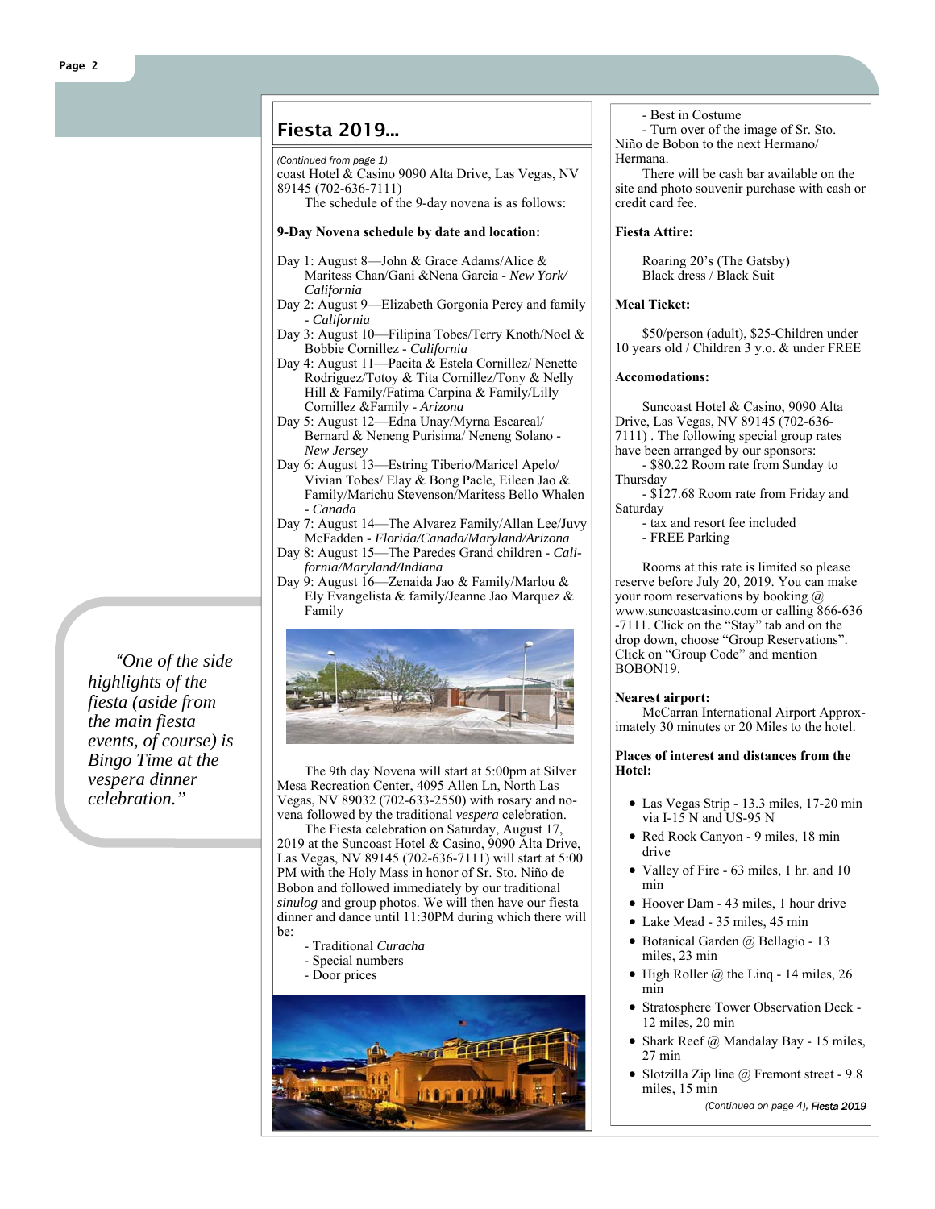## Fiesta 2019...

*(Continued from page 1)*

coast Hotel & Casino 9090 Alta Drive, Las Vegas, NV 89145 (702-636-7111)

The schedule of the 9-day novena is as follows:

**9-Day Novena schedule by date and location:**

Day 1: August 8—John & Grace Adams/Alice & Maritess Chan/Gani &Nena Garcia - *New York/ California*

Day 2: August 9—Elizabeth Gorgonia Percy and family - *California*

Day 3: August 10—Filipina Tobes/Terry Knoth/Noel & Bobbie Cornillez - *California*

Day 4: August 11—Pacita & Estela Cornillez/ Nenette Rodriguez/Totoy & Tita Cornillez/Tony & Nelly Hill & Family/Fatima Carpina & Family/Lilly Cornillez &Family - *Arizona*

Day 5: August 12—Edna Unay/Myrna Escareal/ Bernard & Neneng Purisima/ Neneng Solano - *New Jersey*

Day 6: August 13—Estring Tiberio/Maricel Apelo/ Vivian Tobes/ Elay & Bong Pacle, Eileen Jao & Family/Marichu Stevenson/Maritess Bello Whalen - *Canada*

Day 7: August 14—The Alvarez Family/Allan Lee/Juvy McFadden - *Florida/Canada/Maryland/Arizona*

Day 8: August 15—The Paredes Grand children - *California/Maryland/Indiana*

Day 9: August 16—Zenaida Jao & Family/Marlou & Ely Evangelista & family/Jeanne Jao Marquez & Family

The 9th day Novena will start at 5:00pm at Silver Mesa Recreation Center, 4095 Allen Ln, North Las Vegas, NV 89032 (702-633-2550) with rosary and novena followed by the traditional *vespera* celebration.

The Fiesta celebration on Saturday, August 17, 2019 at the Suncoast Hotel & Casino, 9090 Alta Drive, Las Vegas, NV 89145 (702-636-7111) will start at 5:00 PM with the Holy Mass in honor of Sr. Sto. Niño de Bobon and followed immediately by our traditional *sinulog* and group photos. We will then have our fiesta dinner and dance until 11:30PM during which there will be:

- Traditional *Curacha*
- Special numbers
- Door prices
- Best in Costume
- Turn over of the image of Sr. Sto. Niño de Bobon to the next Hermano/ Hermana.

There will be cash bar available on the site and photo souvenir purchase with cash or credit card fee.

> *"One of the side highlights of the fiesta (aside from the main fiesta events, of course) is Bingo Time at the vespera dinner celebration."*

**Fiesta Attire:**

Roaring 20's (The Gatsby)
Black dress / Black Suit

**Meal Ticket:**

$50/person (adult), $25-Children under 10 years old / Children 3 y.o. & under FREE

**Accomodations:**

Suncoast Hotel & Casino, 9090 Alta Drive, Las Vegas, NV 89145 (702-636-7111) . The following special group rates have been arranged by our sponsors:

- $80.22 Room rate from Sunday to Thursday
- $127.68 Room rate from Friday and Saturday
- tax and resort fee included
- FREE Parking

Rooms at this rate is limited so please reserve before July 20, 2019. You can make your room reservations by booking @ www.suncoastcasino.com or calling 866-636-7111. Click on the "Stay" tab and on the drop down, choose "Group Reservations". Click on "Group Code" and mention BOBON19.

**Nearest airport:**

McCarran International Airport Approximately 30 minutes or 20 Miles to the hotel.

**Places of interest and distances from the Hotel:**

- Las Vegas Strip - 13.3 miles, 17-20 min via I-15 N and US-95 N
- Red Rock Canyon - 9 miles, 18 min drive
- Valley of Fire - 63 miles, 1 hr. and 10 min
- Hoover Dam - 43 miles, 1 hour drive
- Lake Mead - 35 miles, 45 min
- Botanical Garden @ Bellagio - 13 miles, 23 min
- High Roller @ the Linq - 14 miles, 26 min
- Stratosphere Tower Observation Deck - 12 miles, 20 min
- Shark Reef @ Mandalay Bay - 15 miles, 27 min
- Slotzilla Zip line @ Fremont street - 9.8 miles, 15 min

*(Continued on page 4), **Fiesta 2019***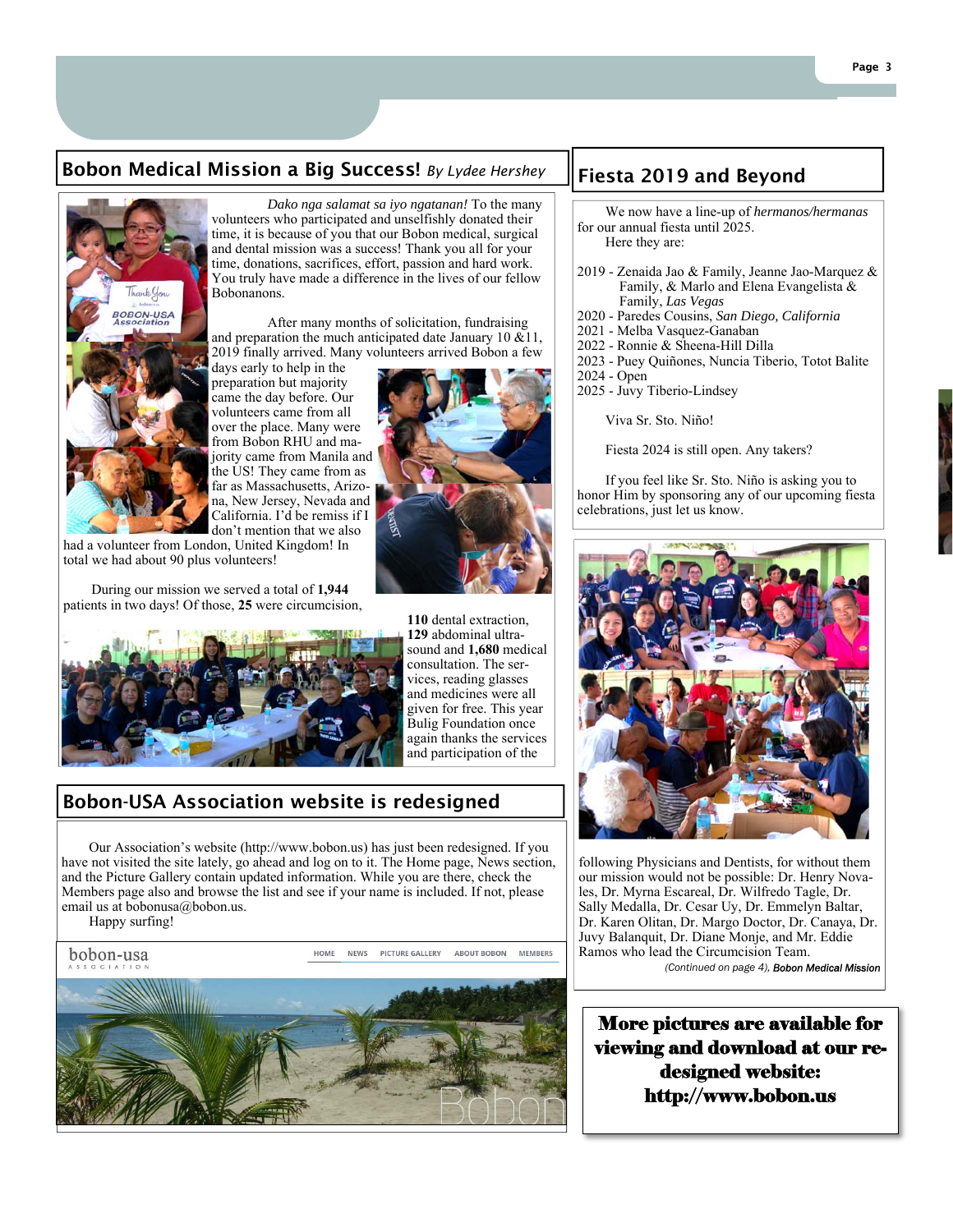## Bobon Medical Mission a Big Success! *By Lydee Hershey*

*Dako nga salamat sa iyo ngatanan!* To the many volunteers who participated and unselfishly donated their time, it is because of you that our Bobon medical, surgical and dental mission was a success! Thank you all for your time, donations, sacrifices, effort, passion and hard work. You truly have made a difference in the lives of our fellow Bobonanons.

After many months of solicitation, fundraising and preparation the much anticipated date January 10 &11, 2019 finally arrived. Many volunteers arrived Bobon a few days early to help in the preparation but majority came the day before. Our volunteers came from all over the place. Many were from Bobon RHU and majority came from Manila and the US! They came from as far as Massachusetts, Arizona, New Jersey, Nevada and California. I'd be remiss if I don't mention that we also had a volunteer from London, United Kingdom! In total we had about 90 plus volunteers!

During our mission we served a total of **1,944** patients in two days! Of those, **25** were circumcision, **110** dental extraction, **129** abdominal ultrasound and **1,680** medical consultation. The services, reading glasses and medicines were all given for free. This year Bulig Foundation once again thanks the services and participation of the following Physicians and Dentists, for without them our mission would not be possible: Dr. Henry Novales, Dr. Myrna Escareal, Dr. Wilfredo Tagle, Dr. Sally Medalla, Dr. Cesar Uy, Dr. Emmelyn Baltar, Dr. Karen Olitan, Dr. Margo Doctor, Dr. Canaya, Dr. Juvy Balanquit, Dr. Diane Monje, and Mr. Eddie Ramos who lead the Circumcision Team.

*(Continued on page 4), **Bobon Medical Mission***

## Bobon-USA Association website is redesigned

Our Association's website (http://www.bobon.us) has just been redesigned. If you have not visited the site lately, go ahead and log on to it. The Home page, News section, and the Picture Gallery contain updated information. While you are there, check the Members page also and browse the list and see if your name is included. If not, please email us at bobonusa@bobon.us.

Happy surfing!

## Fiesta 2019 and Beyond

We now have a line-up of *hermanos/hermanas* for our annual fiesta until 2025.

Here they are:

- 2019 - Zenaida Jao & Family, Jeanne Jao-Marquez & Family, & Marlo and Elena Evangelista & Family, *Las Vegas*
- 2020 - Paredes Cousins, *San Diego, California*
- 2021 - Melba Vasquez-Ganaban
- 2022 - Ronnie & Sheena-Hill Dilla
- 2023 - Puey Quiñones, Nuncia Tiberio, Totot Balite
- 2024 - Open
- 2025 - Juvy Tiberio-Lindsey

Viva Sr. Sto. Niño!

Fiesta 2024 is still open. Any takers?

If you feel like Sr. Sto. Niño is asking you to honor Him by sponsoring any of our upcoming fiesta celebrations, just let us know.

**More pictures are available for viewing and download at our redesigned website: http://www.bobon.us**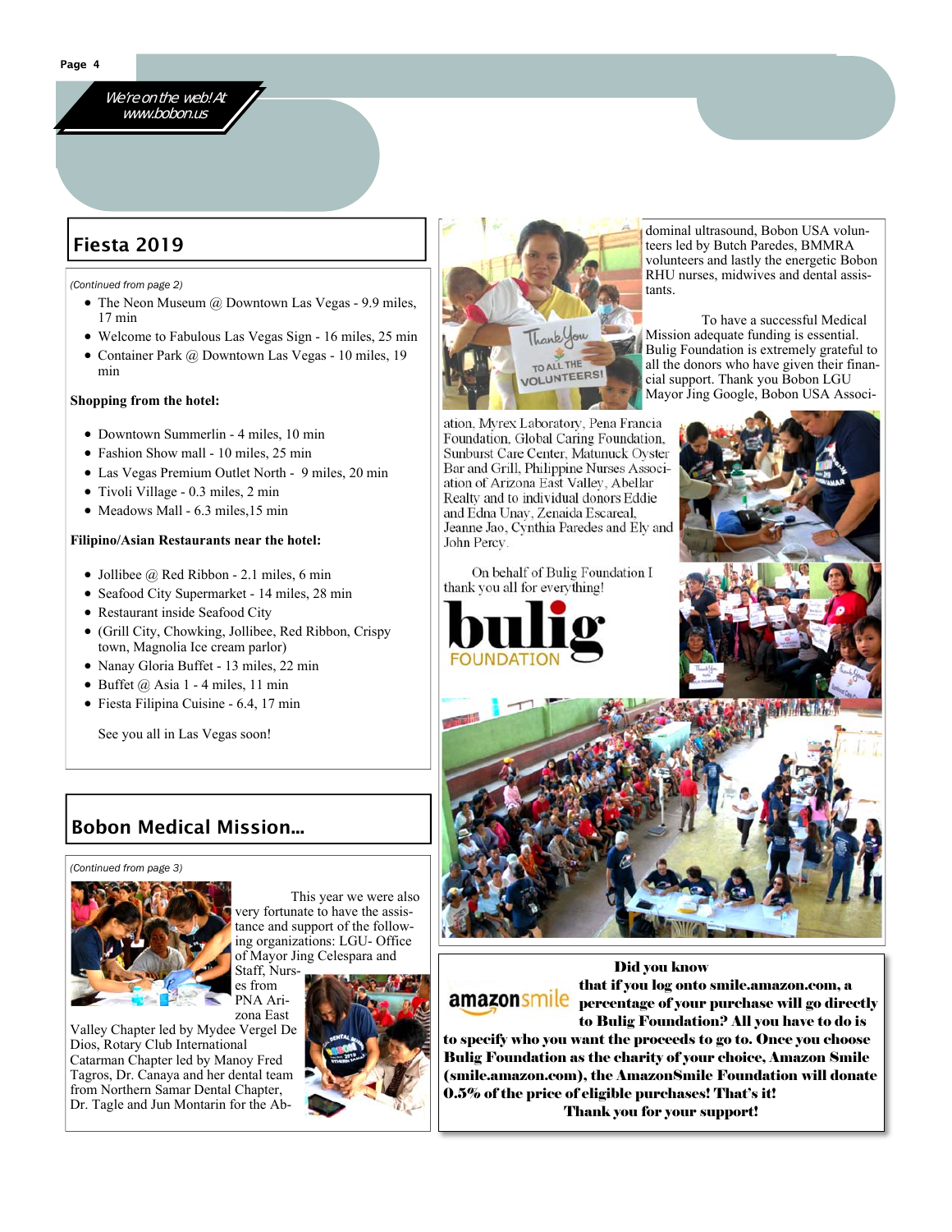*We're on the web! At www.bobon.us*

## Fiesta 2019

*(Continued from page 2)*

- The Neon Museum @ Downtown Las Vegas - 9.9 miles, 17 min
- Welcome to Fabulous Las Vegas Sign - 16 miles, 25 min
- Container Park @ Downtown Las Vegas - 10 miles, 19 min

**Shopping from the hotel:**

- Downtown Summerlin - 4 miles, 10 min
- Fashion Show mall - 10 miles, 25 min
- Las Vegas Premium Outlet North - 9 miles, 20 min
- Tivoli Village - 0.3 miles, 2 min
- Meadows Mall - 6.3 miles,15 min

**Filipino/Asian Restaurants near the hotel:**

- Jollibee @ Red Ribbon - 2.1 miles, 6 min
- Seafood City Supermarket - 14 miles, 28 min
- Restaurant inside Seafood City
- (Grill City, Chowking, Jollibee, Red Ribbon, Crispy town, Magnolia Ice cream parlor)
- Nanay Gloria Buffet - 13 miles, 22 min
- Buffet @ Asia 1 - 4 miles, 11 min
- Fiesta Filipina Cuisine - 6.4, 17 min

See you all in Las Vegas soon!

## Bobon Medical Mission...

*(Continued from page 3)*

This year we were also very fortunate to have the assistance and support of the following organizations: LGU- Office of Mayor Jing Celespara and Staff, Nurses from PNA Arizona East Valley Chapter led by Mydee Vergel De Dios, Rotary Club International Catarman Chapter led by Manoy Fred Tagros, Dr. Canaya and her dental team from Northern Samar Dental Chapter, Dr. Tagle and Jun Montarin for the Abdominal ultrasound, Bobon USA volunteers led by Butch Paredes, BMMRA volunteers and lastly the energetic Bobon RHU nurses, midwives and dental assistants.

To have a successful Medical Mission adequate funding is essential. Bulig Foundation is extremely grateful to all the donors who have given their financial support. Thank you Bobon LGU Mayor Jing Google, Bobon USA Association, Myrex Laboratory, Pena Francia Foundation, Global Caring Foundation, Sunburst Care Center, Matunuck Oyster Bar and Grill, Philippine Nurses Association of Arizona East Valley, Abellar Realty and to individual donors Eddie and Edna Unay, Zenaida Escareal, Jeanne Jao, Cynthia Paredes and Ely and John Percy.

On behalf of Bulig Foundation I thank you all for everything!

**bulig** FOUNDATION

**Did you know that if you log onto smile.amazon.com, a percentage of your purchase will go directly to Bulig Foundation? All you have to do is to specify who you want the proceeds to go to. Once you choose Bulig Foundation as the charity of your choice, Amazon Smile (smile.amazon.com), the AmazonSmile Foundation will donate 0.5% of the price of eligible purchases! That's it!**

**Thank you for your support!**